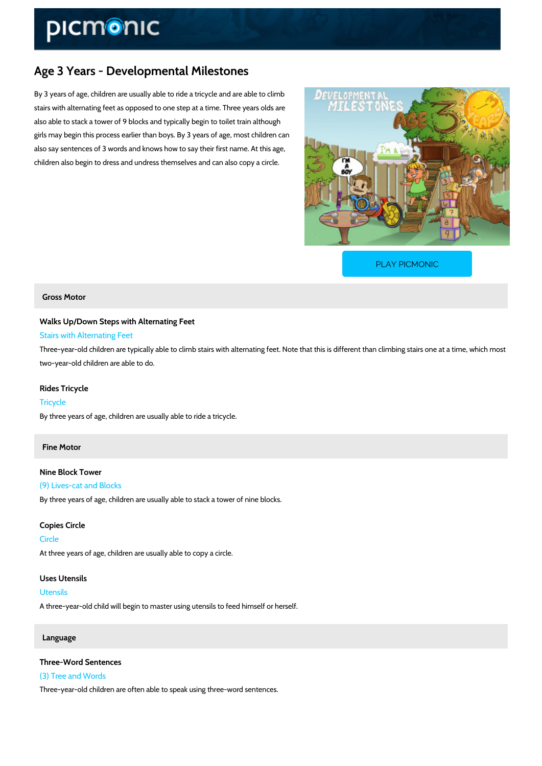# Age 3 Years - Developmental Milestones

By 3 years of age, children are usually able to ride a tricycle and are able to climb stairs with alternating feet as opposed to one step at a time. Three years olds are also able to stack a tower of 9 blocks and typically begin to toilet train although girls may begin this process earlier than boys. By 3 years of age, most children can also say sentences of 3 words and knows how to say their first name. At this age, children also begin to dress and undress themselves and can also copy a circle.

PLAY PICMONIC

## Gross Motor

### Walks Up/Down Steps with Alternating Feet

Stairs with Alternating Feet

Three-year-old children are typically able to climb stairs with alternating feet. Note that this is different than climbing stairs one at a time, which most two-year-old children are able to do.

### Rides Tricycle

Tricycle

By three years of age, children are usually able to ride a tricycle.

## Fine Motor

### Nine Block Tower

(9) Lives-cat and Blocks

By three years of age, children are usually able to stack a tower of nine blocks.

### Copies Circle

Circle

At three years of age, children are usually able to copy a circle.

### Uses Utensils

Utensils

A three-year-old child will begin to master using utensils to feed himself or herself.

## Language

### Three-Word Sentences

(3) Tree and Words

Three-year-old children are often able to speak using three-word sentences.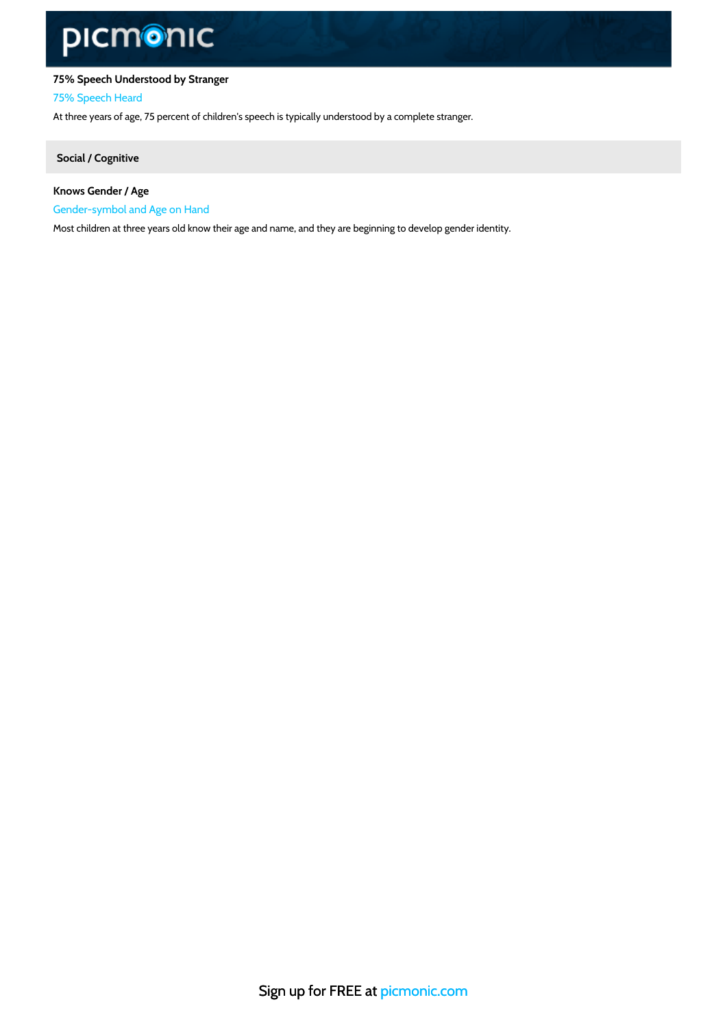### 75% Speech Understood by Stranger

75% Speech Heard

At three years of age, 75 percent of children's speech is typically understood by a complete stranger.

## Social / Cognitive

### Knows Gender / Age

Gender-symbol and Age on Hand

Most children at three years old know their age and name, and they are beginning to develop gender identity.

Sign up for FREE at picmonic.com